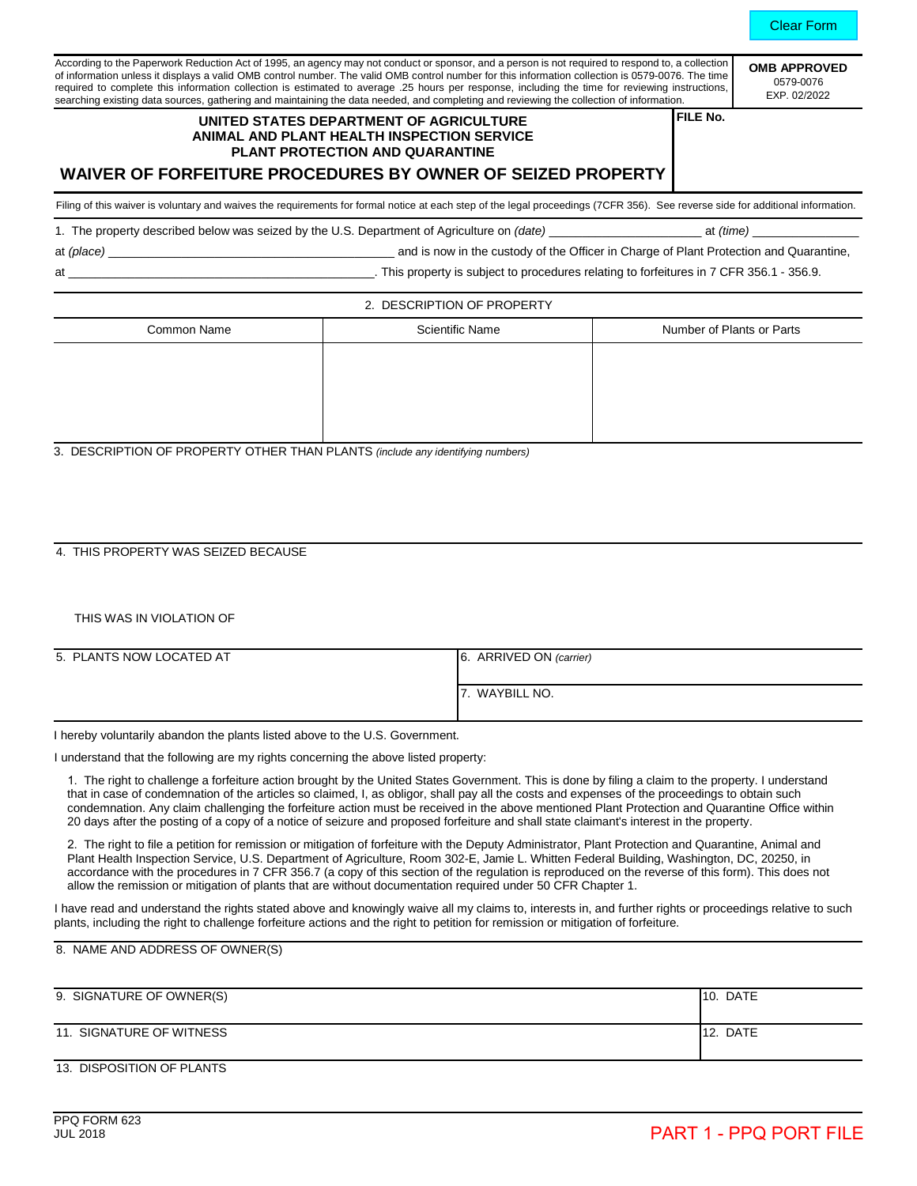Clear Form

According to the Paperwork Reduction Act of 1995, an agency may not conduct or sponsor, and a person is not required to respond to, a collection of information unless it displays a valid OMB control number. The valid OMB control number for this information collection is 0579-0076. The time required to complete this information collection is estimated to average .25 hours per response, including the time for reviewing instructions, searching existing data sources, gathering and maintaining the data needed, and completing and reviewing the collection of information.

**OMB APPROVED**
0579-0076
EXP. 02/2022

**UNITED STATES DEPARTMENT OF AGRICULTURE**
**ANIMAL AND PLANT HEALTH INSPECTION SERVICE**
**PLANT PROTECTION AND QUARANTINE**

# WAIVER OF FORFEITURE PROCEDURES BY OWNER OF SEIZED PROPERTY

**FILE No.**

Filing of this waiver is voluntary and waives the requirements for formal notice at each step of the legal proceedings (7CFR 356). See reverse side for additional information.

1. The property described below was seized by the U.S. Department of Agriculture on *(date)* ____________________ at *(time)* ______________ at *(place)* ________________________________________ and is now in the custody of the Officer in Charge of Plant Protection and Quarantine, at ____________________________________________. This property is subject to procedures relating to forfeitures in 7 CFR 356.1 - 356.9.

2. DESCRIPTION OF PROPERTY

| Common Name | Scientific Name | Number of Plants or Parts |
|---|---|---|
| | | |

3. DESCRIPTION OF PROPERTY OTHER THAN PLANTS *(include any identifying numbers)*

4. THIS PROPERTY WAS SEIZED BECAUSE

THIS WAS IN VIOLATION OF

5. PLANTS NOW LOCATED AT

6. ARRIVED ON *(carrier)*

7. WAYBILL NO.

I hereby voluntarily abandon the plants listed above to the U.S. Government.

I understand that the following are my rights concerning the above listed property:

1. The right to challenge a forfeiture action brought by the United States Government. This is done by filing a claim to the property. I understand that in case of condemnation of the articles so claimed, I, as obligor, shall pay all the costs and expenses of the proceedings to obtain such condemnation. Any claim challenging the forfeiture action must be received in the above mentioned Plant Protection and Quarantine Office within 20 days after the posting of a copy of a notice of seizure and proposed forfeiture and shall state claimant's interest in the property.

2. The right to file a petition for remission or mitigation of forfeiture with the Deputy Administrator, Plant Protection and Quarantine, Animal and Plant Health Inspection Service, U.S. Department of Agriculture, Room 302-E, Jamie L. Whitten Federal Building, Washington, DC, 20250, in accordance with the procedures in 7 CFR 356.7 (a copy of this section of the regulation is reproduced on the reverse of this form). This does not allow the remission or mitigation of plants that are without documentation required under 50 CFR Chapter 1.

I have read and understand the rights stated above and knowingly waive all my claims to, interests in, and further rights or proceedings relative to such plants, including the right to challenge forfeiture actions and the right to petition for remission or mitigation of forfeiture.

8. NAME AND ADDRESS OF OWNER(S)

9. SIGNATURE OF OWNER(S)

10. DATE

11. SIGNATURE OF WITNESS

12. DATE

13. DISPOSITION OF PLANTS

PPQ FORM 623
JUL 2018

PART 1 - PPQ PORT FILE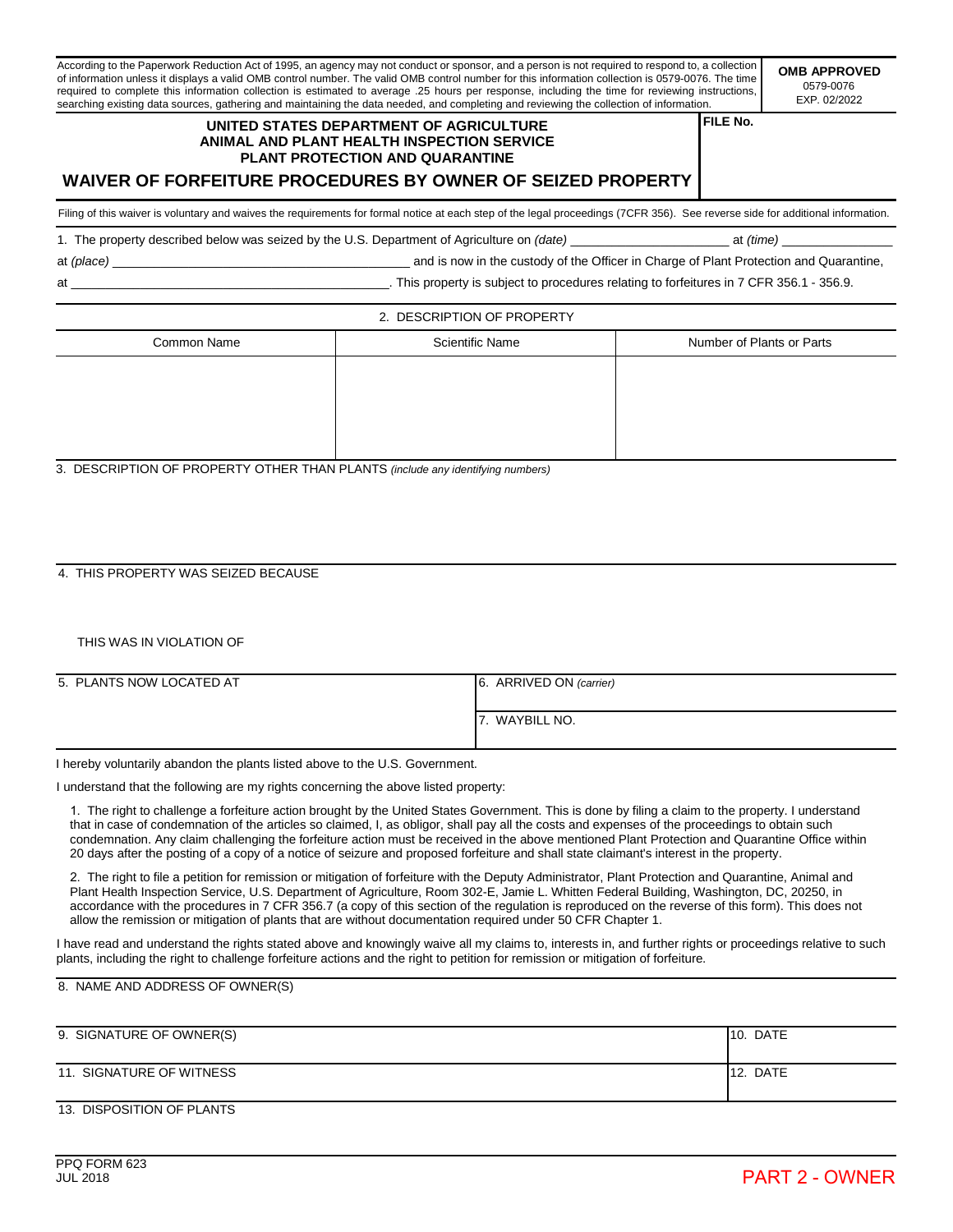According to the Paperwork Reduction Act of 1995, an agency may not conduct or sponsor, and a person is not required to respond to, a collection of information unless it displays a valid OMB control number. The valid OMB control number for this information collection is 0579-0076. The time required to complete this information collection is estimated to average .25 hours per response, including the time for reviewing instructions, searching existing data sources, gathering and maintaining the data needed, and completing and reviewing the collection of information.

**OMB APPROVED**
0579-0076
EXP. 02/2022

**UNITED STATES DEPARTMENT OF AGRICULTURE**
**ANIMAL AND PLANT HEALTH INSPECTION SERVICE**
**PLANT PROTECTION AND QUARANTINE**

# WAIVER OF FORFEITURE PROCEDURES BY OWNER OF SEIZED PROPERTY

**FILE No.**

Filing of this waiver is voluntary and waives the requirements for formal notice at each step of the legal proceedings (7CFR 356). See reverse side for additional information.

1. The property described below was seized by the U.S. Department of Agriculture on *(date)* ____________________ at *(time)* ______________

at *(place)* ________________________________________ and is now in the custody of the Officer in Charge of Plant Protection and Quarantine,

at ____________________________________________. This property is subject to procedures relating to forfeitures in 7 CFR 356.1 - 356.9.

2. DESCRIPTION OF PROPERTY

| Common Name | Scientific Name | Number of Plants or Parts |
|---|---|---|
| | | |

3. DESCRIPTION OF PROPERTY OTHER THAN PLANTS *(include any identifying numbers)*

4. THIS PROPERTY WAS SEIZED BECAUSE

THIS WAS IN VIOLATION OF

| 5. PLANTS NOW LOCATED AT | 6. ARRIVED ON *(carrier)* |
|---|---|
| | 7. WAYBILL NO. |

I hereby voluntarily abandon the plants listed above to the U.S. Government.

I understand that the following are my rights concerning the above listed property:

1. The right to challenge a forfeiture action brought by the United States Government. This is done by filing a claim to the property. I understand that in case of condemnation of the articles so claimed, I, as obligor, shall pay all the costs and expenses of the proceedings to obtain such condemnation. Any claim challenging the forfeiture action must be received in the above mentioned Plant Protection and Quarantine Office within 20 days after the posting of a copy of a notice of seizure and proposed forfeiture and shall state claimant's interest in the property.

2. The right to file a petition for remission or mitigation of forfeiture with the Deputy Administrator, Plant Protection and Quarantine, Animal and Plant Health Inspection Service, U.S. Department of Agriculture, Room 302-E, Jamie L. Whitten Federal Building, Washington, DC, 20250, in accordance with the procedures in 7 CFR 356.7 (a copy of this section of the regulation is reproduced on the reverse of this form). This does not allow the remission or mitigation of plants that are without documentation required under 50 CFR Chapter 1.

I have read and understand the rights stated above and knowingly waive all my claims to, interests in, and further rights or proceedings relative to such plants, including the right to challenge forfeiture actions and the right to petition for remission or mitigation of forfeiture.

8. NAME AND ADDRESS OF OWNER(S)

| 9. SIGNATURE OF OWNER(S) | 10. DATE |
|---|---|
| 11. SIGNATURE OF WITNESS | 12. DATE |

13. DISPOSITION OF PLANTS

PPQ FORM 623
JUL 2018

PART 2 - OWNER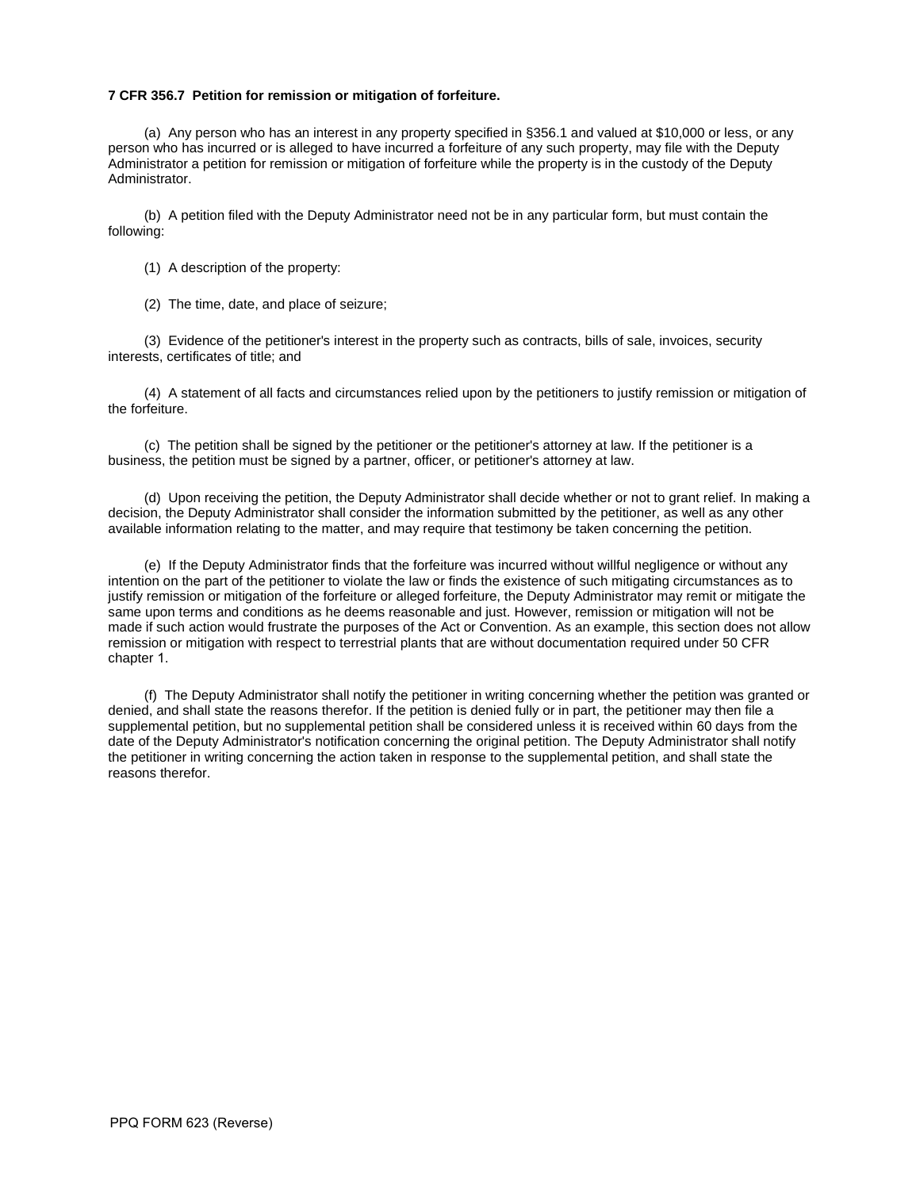**7 CFR 356.7 Petition for remission or mitigation of forfeiture.**

(a) Any person who has an interest in any property specified in §356.1 and valued at $10,000 or less, or any person who has incurred or is alleged to have incurred a forfeiture of any such property, may file with the Deputy Administrator a petition for remission or mitigation of forfeiture while the property is in the custody of the Deputy Administrator.

(b) A petition filed with the Deputy Administrator need not be in any particular form, but must contain the following:

(1) A description of the property:

(2) The time, date, and place of seizure;

(3) Evidence of the petitioner's interest in the property such as contracts, bills of sale, invoices, security interests, certificates of title; and

(4) A statement of all facts and circumstances relied upon by the petitioners to justify remission or mitigation of the forfeiture.

(c) The petition shall be signed by the petitioner or the petitioner's attorney at law. If the petitioner is a business, the petition must be signed by a partner, officer, or petitioner's attorney at law.

(d) Upon receiving the petition, the Deputy Administrator shall decide whether or not to grant relief. In making a decision, the Deputy Administrator shall consider the information submitted by the petitioner, as well as any other available information relating to the matter, and may require that testimony be taken concerning the petition.

(e) If the Deputy Administrator finds that the forfeiture was incurred without willful negligence or without any intention on the part of the petitioner to violate the law or finds the existence of such mitigating circumstances as to justify remission or mitigation of the forfeiture or alleged forfeiture, the Deputy Administrator may remit or mitigate the same upon terms and conditions as he deems reasonable and just. However, remission or mitigation will not be made if such action would frustrate the purposes of the Act or Convention. As an example, this section does not allow remission or mitigation with respect to terrestrial plants that are without documentation required under 50 CFR chapter 1.

(f) The Deputy Administrator shall notify the petitioner in writing concerning whether the petition was granted or denied, and shall state the reasons therefor. If the petition is denied fully or in part, the petitioner may then file a supplemental petition, but no supplemental petition shall be considered unless it is received within 60 days from the date of the Deputy Administrator's notification concerning the original petition. The Deputy Administrator shall notify the petitioner in writing concerning the action taken in response to the supplemental petition, and shall state the reasons therefor.

PPQ FORM 623 (Reverse)